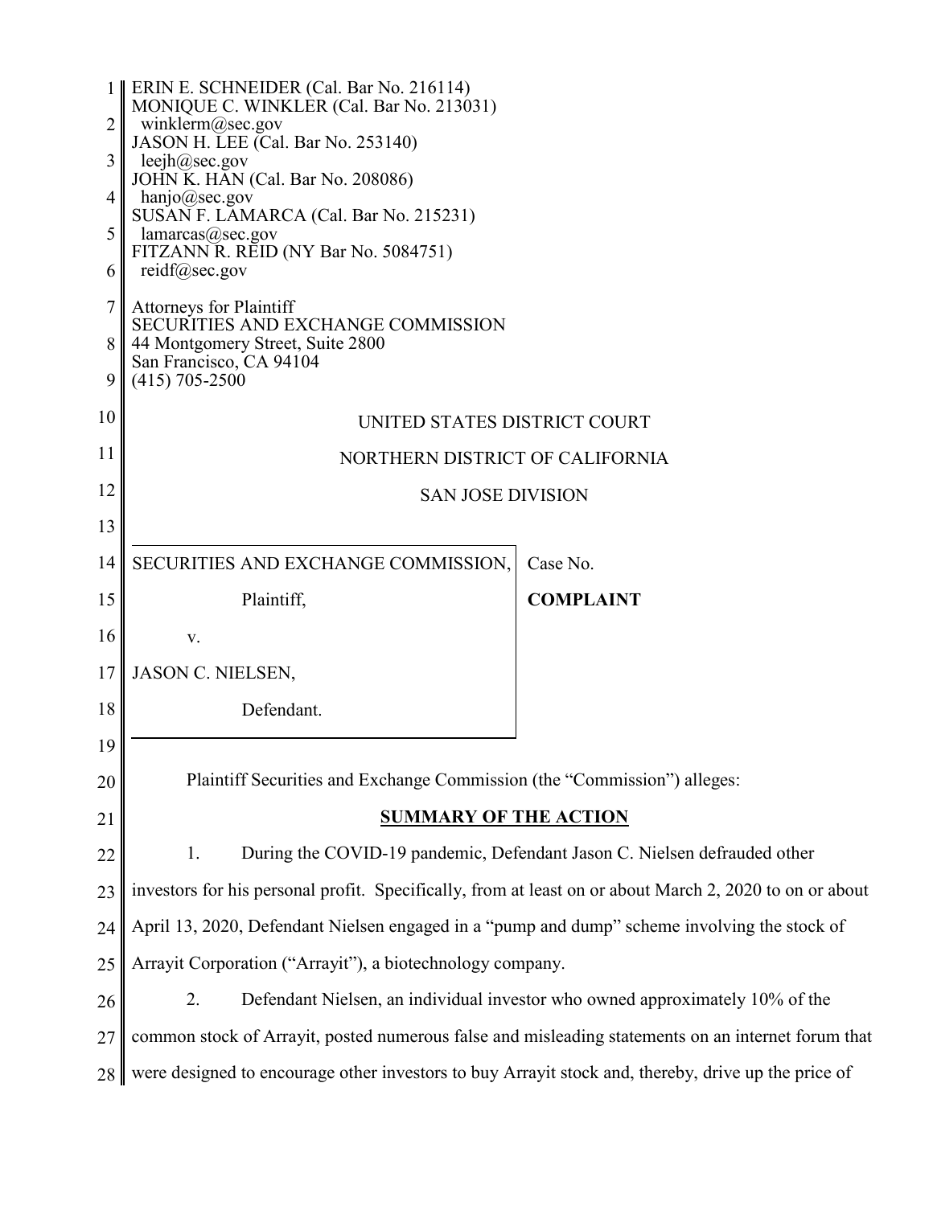ERIN E. SCHNEIDER (Cal. Bar No. 216114)
MONIQUE C. WINKLER (Cal. Bar No. 213031)
winklerm@sec.gov
JASON H. LEE (Cal. Bar No. 253140)
leejh@sec.gov
JOHN K. HAN (Cal. Bar No. 208086)
hanjo@sec.gov
SUSAN F. LAMARCA (Cal. Bar No. 215231)
lamarcas@sec.gov
FITZANN R. REID (NY Bar No. 5084751)
reidf@sec.gov

Attorneys for Plaintiff
SECURITIES AND EXCHANGE COMMISSION
44 Montgomery Street, Suite 2800
San Francisco, CA 94104
(415) 705-2500

UNITED STATES DISTRICT COURT

NORTHERN DISTRICT OF CALIFORNIA

SAN JOSE DIVISION

| | |
|---|---|
| SECURITIES AND EXCHANGE COMMISSION, | Case No. |
| Plaintiff, | **COMPLAINT** |
| v. | |
| JASON C. NIELSEN, | |
| Defendant. | |

Plaintiff Securities and Exchange Commission (the "Commission") alleges:

## SUMMARY OF THE ACTION

1. During the COVID-19 pandemic, Defendant Jason C. Nielsen defrauded other investors for his personal profit. Specifically, from at least on or about March 2, 2020 to on or about April 13, 2020, Defendant Nielsen engaged in a "pump and dump" scheme involving the stock of Arrayit Corporation ("Arrayit"), a biotechnology company.

2. Defendant Nielsen, an individual investor who owned approximately 10% of the common stock of Arrayit, posted numerous false and misleading statements on an internet forum that were designed to encourage other investors to buy Arrayit stock and, thereby, drive up the price of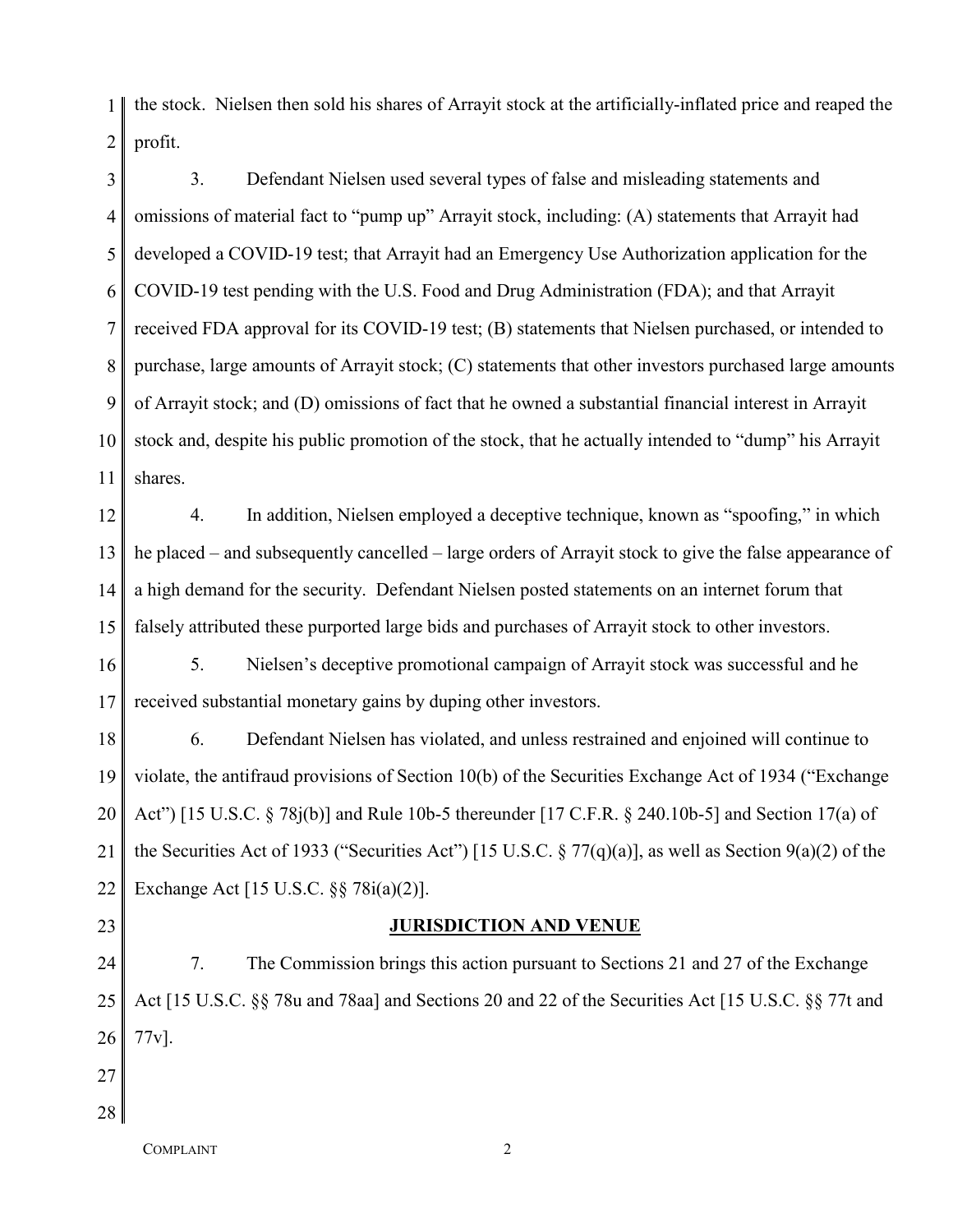the stock. Nielsen then sold his shares of Arrayit stock at the artificially-inflated price and reaped the profit.

3. Defendant Nielsen used several types of false and misleading statements and omissions of material fact to "pump up" Arrayit stock, including: (A) statements that Arrayit had developed a COVID-19 test; that Arrayit had an Emergency Use Authorization application for the COVID-19 test pending with the U.S. Food and Drug Administration (FDA); and that Arrayit received FDA approval for its COVID-19 test; (B) statements that Nielsen purchased, or intended to purchase, large amounts of Arrayit stock; (C) statements that other investors purchased large amounts of Arrayit stock; and (D) omissions of fact that he owned a substantial financial interest in Arrayit stock and, despite his public promotion of the stock, that he actually intended to "dump" his Arrayit shares.

4. In addition, Nielsen employed a deceptive technique, known as "spoofing," in which he placed – and subsequently cancelled – large orders of Arrayit stock to give the false appearance of a high demand for the security. Defendant Nielsen posted statements on an internet forum that falsely attributed these purported large bids and purchases of Arrayit stock to other investors.

5. Nielsen's deceptive promotional campaign of Arrayit stock was successful and he received substantial monetary gains by duping other investors.

6. Defendant Nielsen has violated, and unless restrained and enjoined will continue to violate, the antifraud provisions of Section 10(b) of the Securities Exchange Act of 1934 ("Exchange Act") [15 U.S.C. § 78j(b)] and Rule 10b-5 thereunder [17 C.F.R. § 240.10b-5] and Section 17(a) of the Securities Act of 1933 ("Securities Act") [15 U.S.C. § 77(q)(a)], as well as Section 9(a)(2) of the Exchange Act [15 U.S.C. §§ 78i(a)(2)].

## JURISDICTION AND VENUE

7. The Commission brings this action pursuant to Sections 21 and 27 of the Exchange Act [15 U.S.C. §§ 78u and 78aa] and Sections 20 and 22 of the Securities Act [15 U.S.C. §§ 77t and 77v].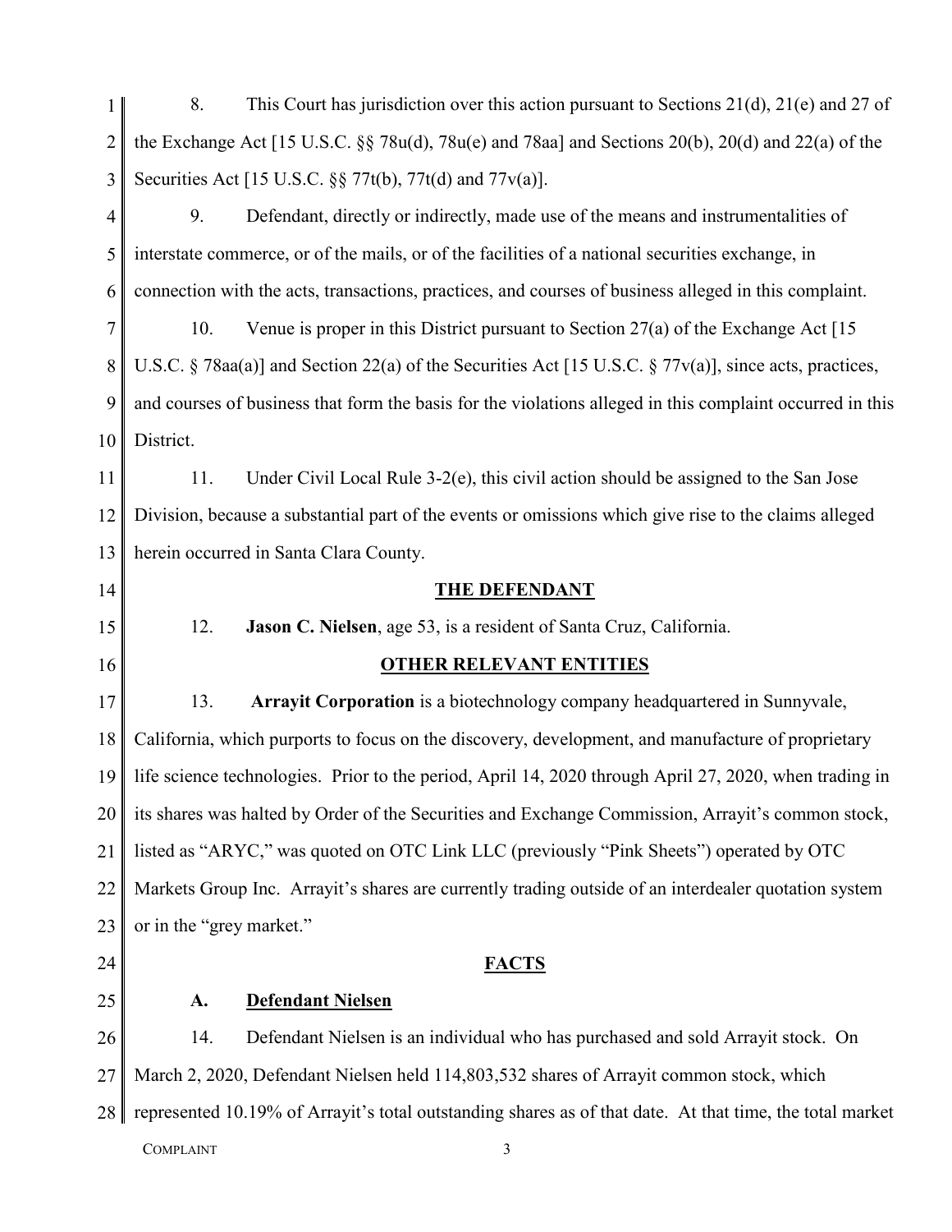8. This Court has jurisdiction over this action pursuant to Sections 21(d), 21(e) and 27 of the Exchange Act [15 U.S.C. §§ 78u(d), 78u(e) and 78aa] and Sections 20(b), 20(d) and 22(a) of the Securities Act [15 U.S.C. §§ 77t(b), 77t(d) and 77v(a)].

9. Defendant, directly or indirectly, made use of the means and instrumentalities of interstate commerce, or of the mails, or of the facilities of a national securities exchange, in connection with the acts, transactions, practices, and courses of business alleged in this complaint.

10. Venue is proper in this District pursuant to Section 27(a) of the Exchange Act [15 U.S.C. § 78aa(a)] and Section 22(a) of the Securities Act [15 U.S.C. § 77v(a)], since acts, practices, and courses of business that form the basis for the violations alleged in this complaint occurred in this District.

11. Under Civil Local Rule 3-2(e), this civil action should be assigned to the San Jose Division, because a substantial part of the events or omissions which give rise to the claims alleged herein occurred in Santa Clara County.

## THE DEFENDANT

12. **Jason C. Nielsen**, age 53, is a resident of Santa Cruz, California.

## OTHER RELEVANT ENTITIES

13. **Arrayit Corporation** is a biotechnology company headquartered in Sunnyvale, California, which purports to focus on the discovery, development, and manufacture of proprietary life science technologies. Prior to the period, April 14, 2020 through April 27, 2020, when trading in its shares was halted by Order of the Securities and Exchange Commission, Arrayit's common stock, listed as "ARYC," was quoted on OTC Link LLC (previously "Pink Sheets") operated by OTC Markets Group Inc. Arrayit's shares are currently trading outside of an interdealer quotation system or in the "grey market."

## FACTS

### A. Defendant Nielsen

14. Defendant Nielsen is an individual who has purchased and sold Arrayit stock. On March 2, 2020, Defendant Nielsen held 114,803,532 shares of Arrayit common stock, which represented 10.19% of Arrayit's total outstanding shares as of that date. At that time, the total market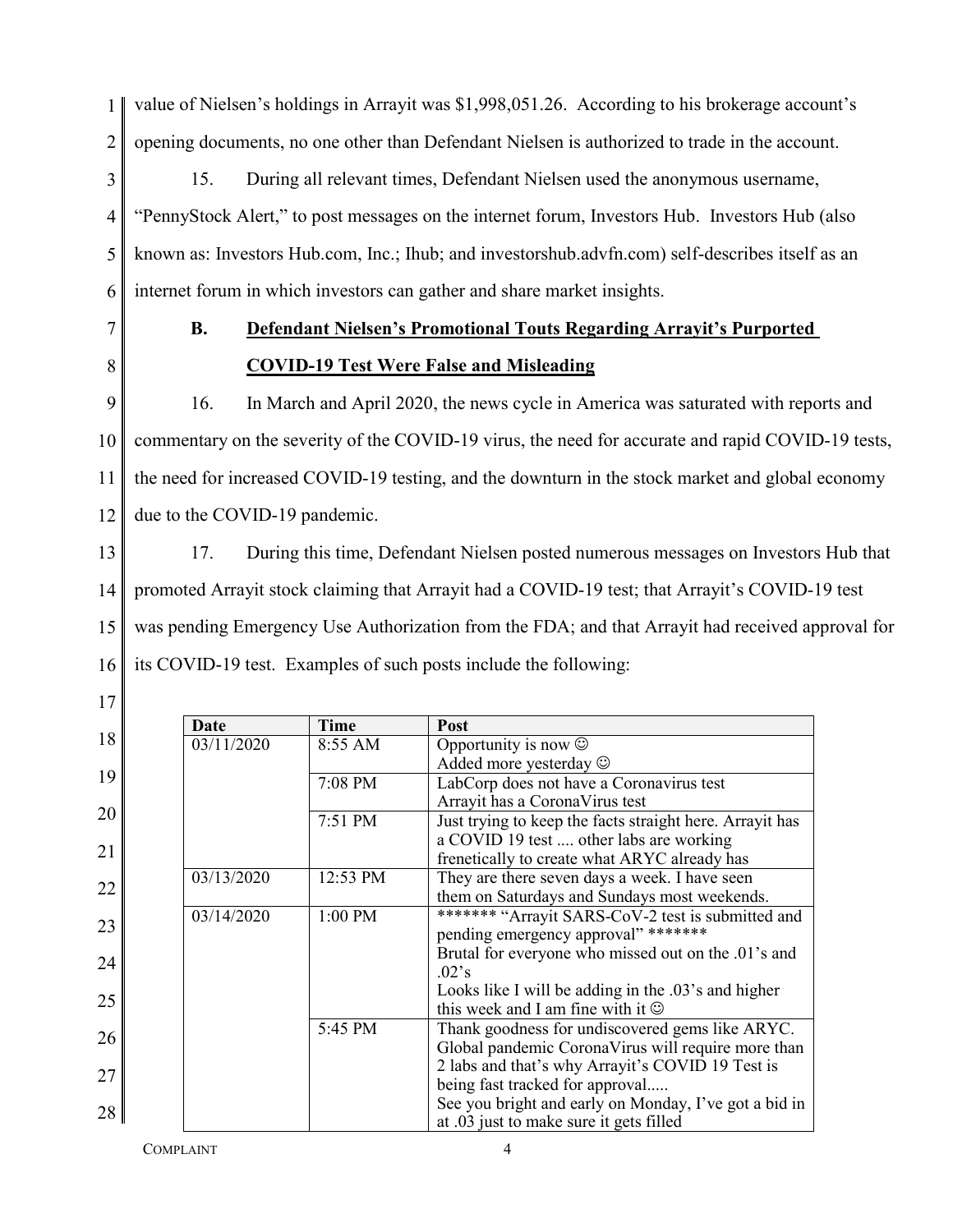value of Nielsen's holdings in Arrayit was $1,998,051.26. According to his brokerage account's opening documents, no one other than Defendant Nielsen is authorized to trade in the account.

15. During all relevant times, Defendant Nielsen used the anonymous username, "PennyStock Alert," to post messages on the internet forum, Investors Hub. Investors Hub (also known as: Investors Hub.com, Inc.; Ihub; and investorshub.advfn.com) self-describes itself as an internet forum in which investors can gather and share market insights.

## B. Defendant Nielsen's Promotional Touts Regarding Arrayit's Purported COVID-19 Test Were False and Misleading

16. In March and April 2020, the news cycle in America was saturated with reports and commentary on the severity of the COVID-19 virus, the need for accurate and rapid COVID-19 tests, the need for increased COVID-19 testing, and the downturn in the stock market and global economy due to the COVID-19 pandemic.

17. During this time, Defendant Nielsen posted numerous messages on Investors Hub that promoted Arrayit stock claiming that Arrayit had a COVID-19 test; that Arrayit's COVID-19 test was pending Emergency Use Authorization from the FDA; and that Arrayit had received approval for its COVID-19 test. Examples of such posts include the following:

| Date | Time | Post |
|---|---|---|
| 03/11/2020 | 8:55 AM | Opportunity is now ☺<br>Added more yesterday ☺ |
| | 7:08 PM | LabCorp does not have a Coronavirus test<br>Arrayit has a CoronaVirus test |
| | 7:51 PM | Just trying to keep the facts straight here. Arrayit has a COVID 19 test .... other labs are working frenetically to create what ARYC already has |
| 03/13/2020 | 12:53 PM | They are there seven days a week. I have seen them on Saturdays and Sundays most weekends. |
| 03/14/2020 | 1:00 PM | ******* "Arrayit SARS-CoV-2 test is submitted and pending emergency approval" *******<br>Brutal for everyone who missed out on the .01's and .02's<br>Looks like I will be adding in the .03's and higher this week and I am fine with it ☺ |
| | 5:45 PM | Thank goodness for undiscovered gems like ARYC. Global pandemic CoronaVirus will require more than 2 labs and that's why Arrayit's COVID 19 Test is being fast tracked for approval.....<br>See you bright and early on Monday, I've got a bid in at .03 just to make sure it gets filled |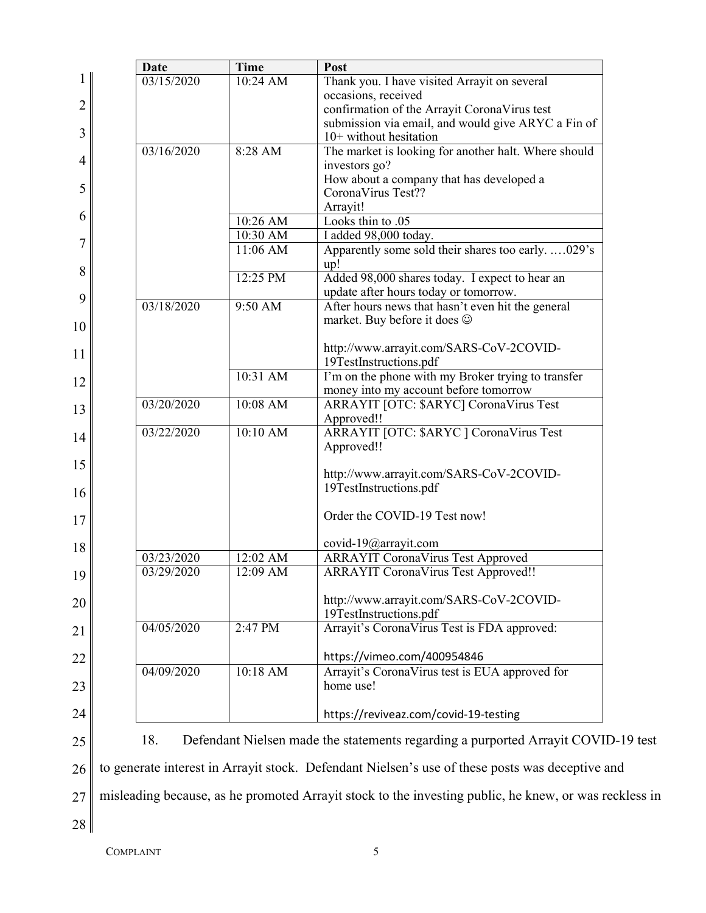| Date | Time | Post |
|---|---|---|
| 03/15/2020 | 10:24 AM | Thank you. I have visited Arrayit on several occasions, received confirmation of the Arrayit CoronaVirus test submission via email, and would give ARYC a Fin of 10+ without hesitation |
| 03/16/2020 | 8:28 AM | The market is looking for another halt. Where should investors go? How about a company that has developed a CoronaVirus Test?? Arrayit! |
| | 10:26 AM | Looks thin to .05 |
| | 10:30 AM | I added 98,000 today. |
| | 11:06 AM | Apparently some sold their shares too early. ….029's up! |
| | 12:25 PM | Added 98,000 shares today. I expect to hear an update after hours today or tomorrow. |
| 03/18/2020 | 9:50 AM | After hours news that hasn't even hit the general market. Buy before it does ☺ http://www.arrayit.com/SARS-CoV-2COVID-19TestInstructions.pdf |
| | 10:31 AM | I'm on the phone with my Broker trying to transfer money into my account before tomorrow |
| 03/20/2020 | 10:08 AM | ARRAYIT [OTC: $ARYC] CoronaVirus Test Approved!! |
| 03/22/2020 | 10:10 AM | ARRAYIT [OTC: $ARYC ] CoronaVirus Test Approved!! http://www.arrayit.com/SARS-CoV-2COVID-19TestInstructions.pdf Order the COVID-19 Test now! covid-19@arrayit.com |
| 03/23/2020 | 12:02 AM | ARRAYIT CoronaVirus Test Approved |
| 03/29/2020 | 12:09 AM | ARRAYIT CoronaVirus Test Approved!! http://www.arrayit.com/SARS-CoV-2COVID-19TestInstructions.pdf |
| 04/05/2020 | 2:47 PM | Arrayit's CoronaVirus Test is FDA approved: https://vimeo.com/400954846 |
| 04/09/2020 | 10:18 AM | Arrayit's CoronaVirus test is EUA approved for home use! https://reviveaz.com/covid-19-testing |

18. Defendant Nielsen made the statements regarding a purported Arrayit COVID-19 test to generate interest in Arrayit stock. Defendant Nielsen's use of these posts was deceptive and misleading because, as he promoted Arrayit stock to the investing public, he knew, or was reckless in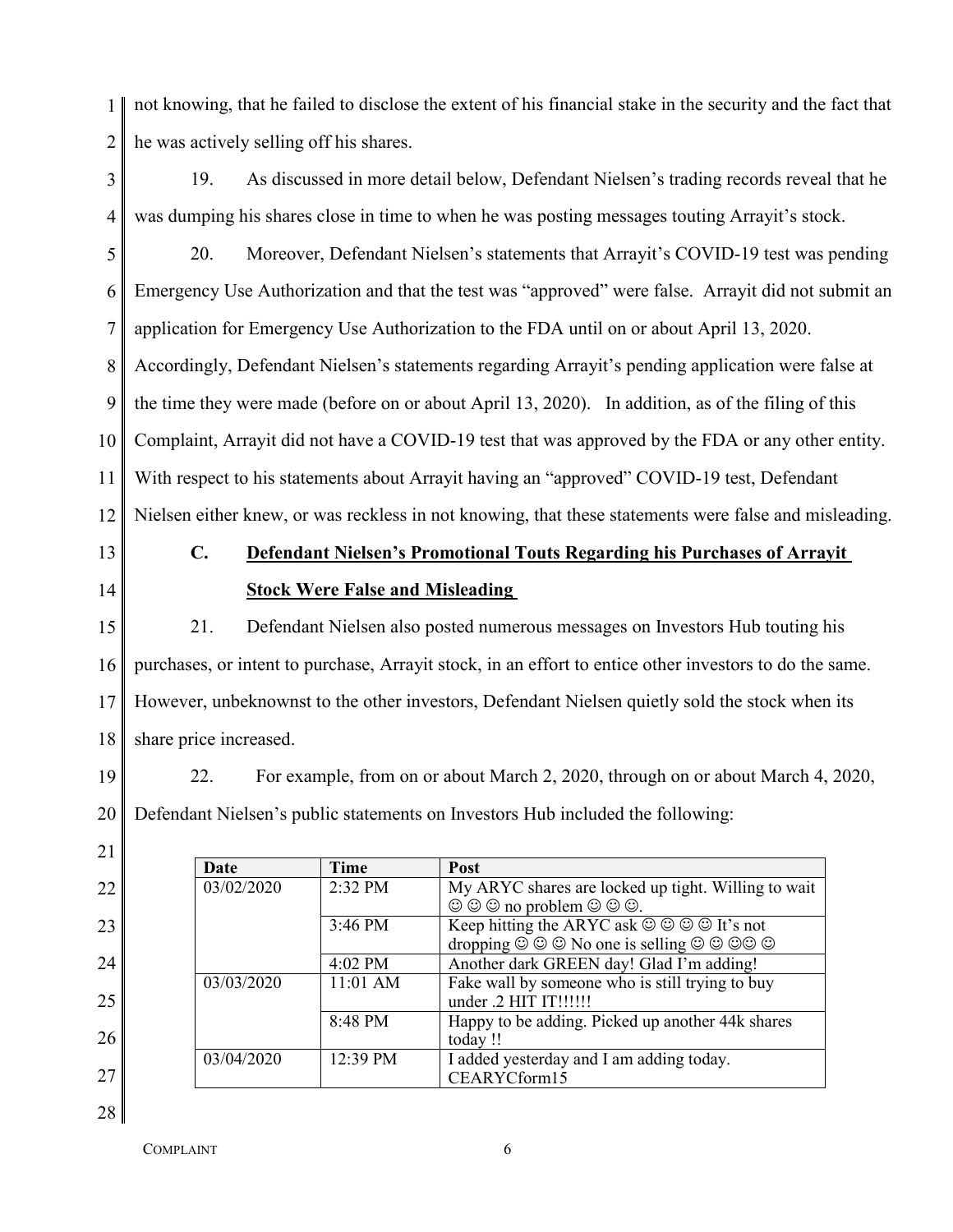not knowing, that he failed to disclose the extent of his financial stake in the security and the fact that he was actively selling off his shares.

19. As discussed in more detail below, Defendant Nielsen's trading records reveal that he was dumping his shares close in time to when he was posting messages touting Arrayit's stock.

20. Moreover, Defendant Nielsen's statements that Arrayit's COVID-19 test was pending Emergency Use Authorization and that the test was "approved" were false. Arrayit did not submit an application for Emergency Use Authorization to the FDA until on or about April 13, 2020. Accordingly, Defendant Nielsen's statements regarding Arrayit's pending application were false at the time they were made (before on or about April 13, 2020). In addition, as of the filing of this Complaint, Arrayit did not have a COVID-19 test that was approved by the FDA or any other entity. With respect to his statements about Arrayit having an "approved" COVID-19 test, Defendant Nielsen either knew, or was reckless in not knowing, that these statements were false and misleading.

### C. Defendant Nielsen's Promotional Touts Regarding his Purchases of Arrayit Stock Were False and Misleading

21. Defendant Nielsen also posted numerous messages on Investors Hub touting his purchases, or intent to purchase, Arrayit stock, in an effort to entice other investors to do the same. However, unbeknownst to the other investors, Defendant Nielsen quietly sold the stock when its share price increased.

22. For example, from on or about March 2, 2020, through on or about March 4, 2020, Defendant Nielsen's public statements on Investors Hub included the following:

| Date | Time | Post |
| --- | --- | --- |
| 03/02/2020 | 2:32 PM | My ARYC shares are locked up tight. Willing to wait ☺ ☺ ☺ no problem ☺ ☺ ☺. |
| | 3:46 PM | Keep hitting the ARYC ask ☺ ☺ ☺ ☺ It's not dropping ☺ ☺ ☺ No one is selling ☺ ☺ ☺☺ ☺ |
| | 4:02 PM | Another dark GREEN day! Glad I'm adding! |
| 03/03/2020 | 11:01 AM | Fake wall by someone who is still trying to buy under .2 HIT IT!!!!!! |
| | 8:48 PM | Happy to be adding. Picked up another 44k shares today !! |
| 03/04/2020 | 12:39 PM | I added yesterday and I am adding today. CEARYCform15 |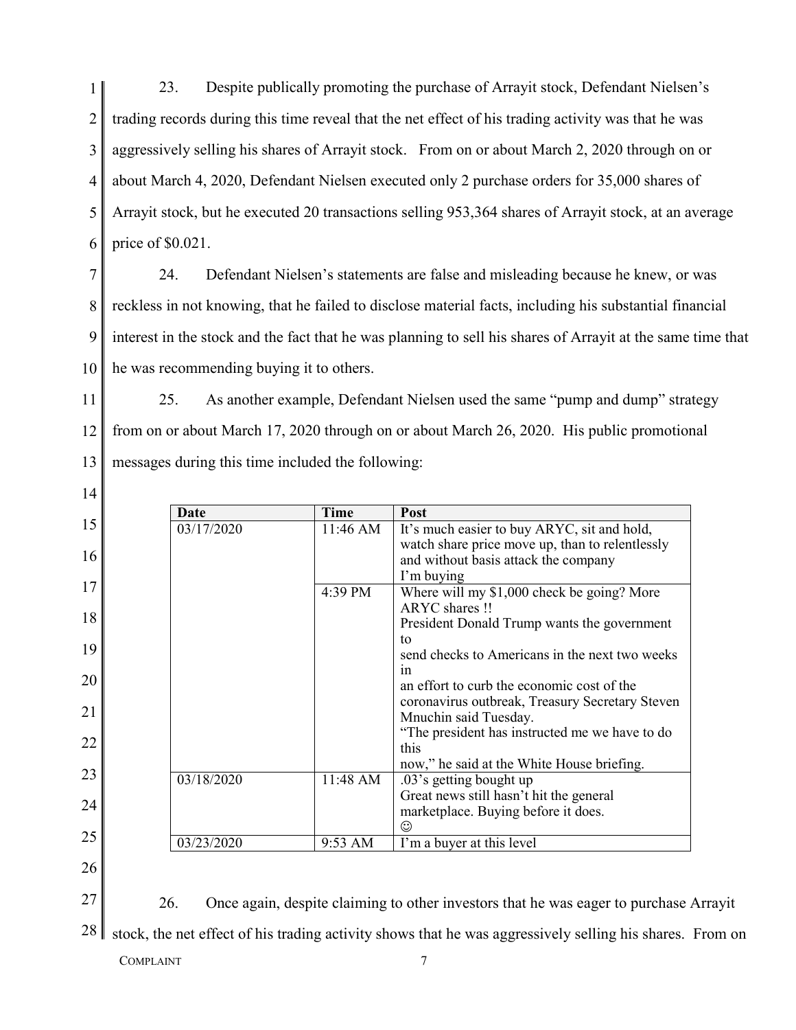23. Despite publically promoting the purchase of Arrayit stock, Defendant Nielsen's trading records during this time reveal that the net effect of his trading activity was that he was aggressively selling his shares of Arrayit stock. From on or about March 2, 2020 through on or about March 4, 2020, Defendant Nielsen executed only 2 purchase orders for 35,000 shares of Arrayit stock, but he executed 20 transactions selling 953,364 shares of Arrayit stock, at an average price of $0.021.

24. Defendant Nielsen's statements are false and misleading because he knew, or was reckless in not knowing, that he failed to disclose material facts, including his substantial financial interest in the stock and the fact that he was planning to sell his shares of Arrayit at the same time that he was recommending buying it to others.

25. As another example, Defendant Nielsen used the same "pump and dump" strategy from on or about March 17, 2020 through on or about March 26, 2020. His public promotional messages during this time included the following:

| Date | Time | Post |
|---|---|---|
| 03/17/2020 | 11:46 AM | It's much easier to buy ARYC, sit and hold, watch share price move up, than to relentlessly and without basis attack the company<br>I'm buying |
| | 4:39 PM | Where will my $1,000 check be going? More ARYC shares !!<br>President Donald Trump wants the government to<br>send checks to Americans in the next two weeks in<br>an effort to curb the economic cost of the coronavirus outbreak, Treasury Secretary Steven Mnuchin said Tuesday.<br>"The president has instructed me we have to do this<br>now," he said at the White House briefing. |
| 03/18/2020 | 11:48 AM | .03's getting bought up<br>Great news still hasn't hit the general marketplace. Buying before it does.<br>☺ |
| 03/23/2020 | 9:53 AM | I'm a buyer at this level |

26. Once again, despite claiming to other investors that he was eager to purchase Arrayit stock, the net effect of his trading activity shows that he was aggressively selling his shares. From on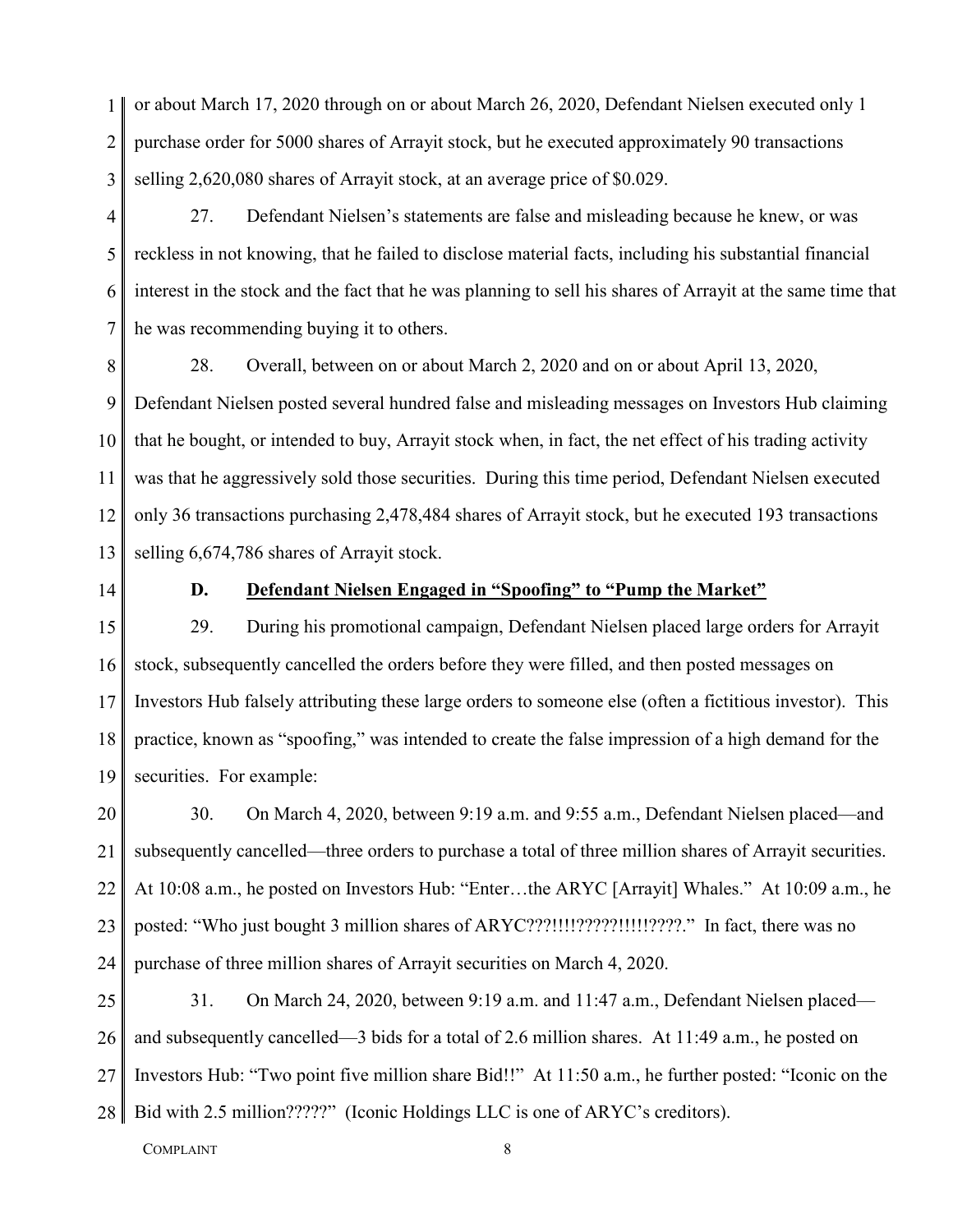or about March 17, 2020 through on or about March 26, 2020, Defendant Nielsen executed only 1 purchase order for 5000 shares of Arrayit stock, but he executed approximately 90 transactions selling 2,620,080 shares of Arrayit stock, at an average price of $0.029.

27. Defendant Nielsen's statements are false and misleading because he knew, or was reckless in not knowing, that he failed to disclose material facts, including his substantial financial interest in the stock and the fact that he was planning to sell his shares of Arrayit at the same time that he was recommending buying it to others.

28. Overall, between on or about March 2, 2020 and on or about April 13, 2020, Defendant Nielsen posted several hundred false and misleading messages on Investors Hub claiming that he bought, or intended to buy, Arrayit stock when, in fact, the net effect of his trading activity was that he aggressively sold those securities. During this time period, Defendant Nielsen executed only 36 transactions purchasing 2,478,484 shares of Arrayit stock, but he executed 193 transactions selling 6,674,786 shares of Arrayit stock.

### D. Defendant Nielsen Engaged in "Spoofing" to "Pump the Market"

29. During his promotional campaign, Defendant Nielsen placed large orders for Arrayit stock, subsequently cancelled the orders before they were filled, and then posted messages on Investors Hub falsely attributing these large orders to someone else (often a fictitious investor). This practice, known as "spoofing," was intended to create the false impression of a high demand for the securities. For example:

30. On March 4, 2020, between 9:19 a.m. and 9:55 a.m., Defendant Nielsen placed—and subsequently cancelled—three orders to purchase a total of three million shares of Arrayit securities. At 10:08 a.m., he posted on Investors Hub: "Enter…the ARYC [Arrayit] Whales." At 10:09 a.m., he posted: "Who just bought 3 million shares of ARYC???!!!!?????!!!!!????." In fact, there was no purchase of three million shares of Arrayit securities on March 4, 2020.

31. On March 24, 2020, between 9:19 a.m. and 11:47 a.m., Defendant Nielsen placed—and subsequently cancelled—3 bids for a total of 2.6 million shares. At 11:49 a.m., he posted on Investors Hub: "Two point five million share Bid!!" At 11:50 a.m., he further posted: "Iconic on the Bid with 2.5 million?????" (Iconic Holdings LLC is one of ARYC's creditors).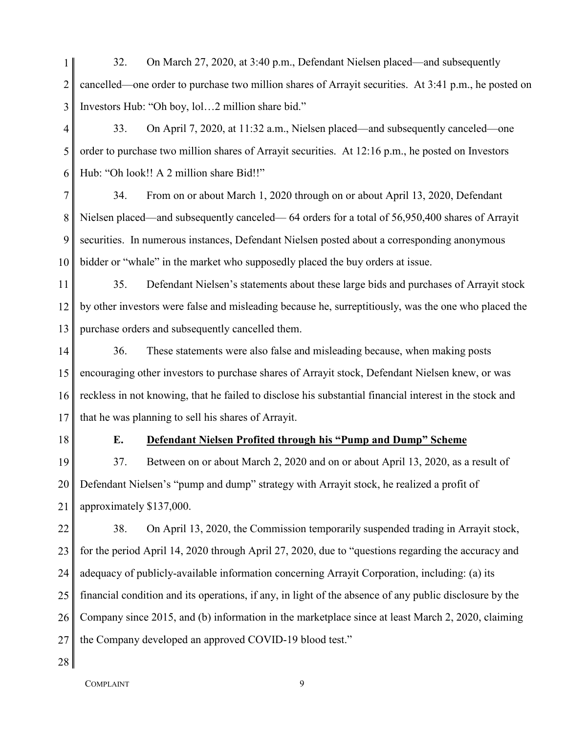32. On March 27, 2020, at 3:40 p.m., Defendant Nielsen placed—and subsequently cancelled—one order to purchase two million shares of Arrayit securities. At 3:41 p.m., he posted on Investors Hub: "Oh boy, lol…2 million share bid."

33. On April 7, 2020, at 11:32 a.m., Nielsen placed—and subsequently canceled—one order to purchase two million shares of Arrayit securities. At 12:16 p.m., he posted on Investors Hub: "Oh look!! A 2 million share Bid!!"

34. From on or about March 1, 2020 through on or about April 13, 2020, Defendant Nielsen placed—and subsequently canceled— 64 orders for a total of 56,950,400 shares of Arrayit securities. In numerous instances, Defendant Nielsen posted about a corresponding anonymous bidder or "whale" in the market who supposedly placed the buy orders at issue.

35. Defendant Nielsen's statements about these large bids and purchases of Arrayit stock by other investors were false and misleading because he, surreptitiously, was the one who placed the purchase orders and subsequently cancelled them.

36. These statements were also false and misleading because, when making posts encouraging other investors to purchase shares of Arrayit stock, Defendant Nielsen knew, or was reckless in not knowing, that he failed to disclose his substantial financial interest in the stock and that he was planning to sell his shares of Arrayit.

### E. <u>Defendant Nielsen Profited through his "Pump and Dump" Scheme</u>

37. Between on or about March 2, 2020 and on or about April 13, 2020, as a result of Defendant Nielsen's "pump and dump" strategy with Arrayit stock, he realized a profit of approximately $137,000.

38. On April 13, 2020, the Commission temporarily suspended trading in Arrayit stock, for the period April 14, 2020 through April 27, 2020, due to "questions regarding the accuracy and adequacy of publicly-available information concerning Arrayit Corporation, including: (a) its financial condition and its operations, if any, in light of the absence of any public disclosure by the Company since 2015, and (b) information in the marketplace since at least March 2, 2020, claiming the Company developed an approved COVID-19 blood test."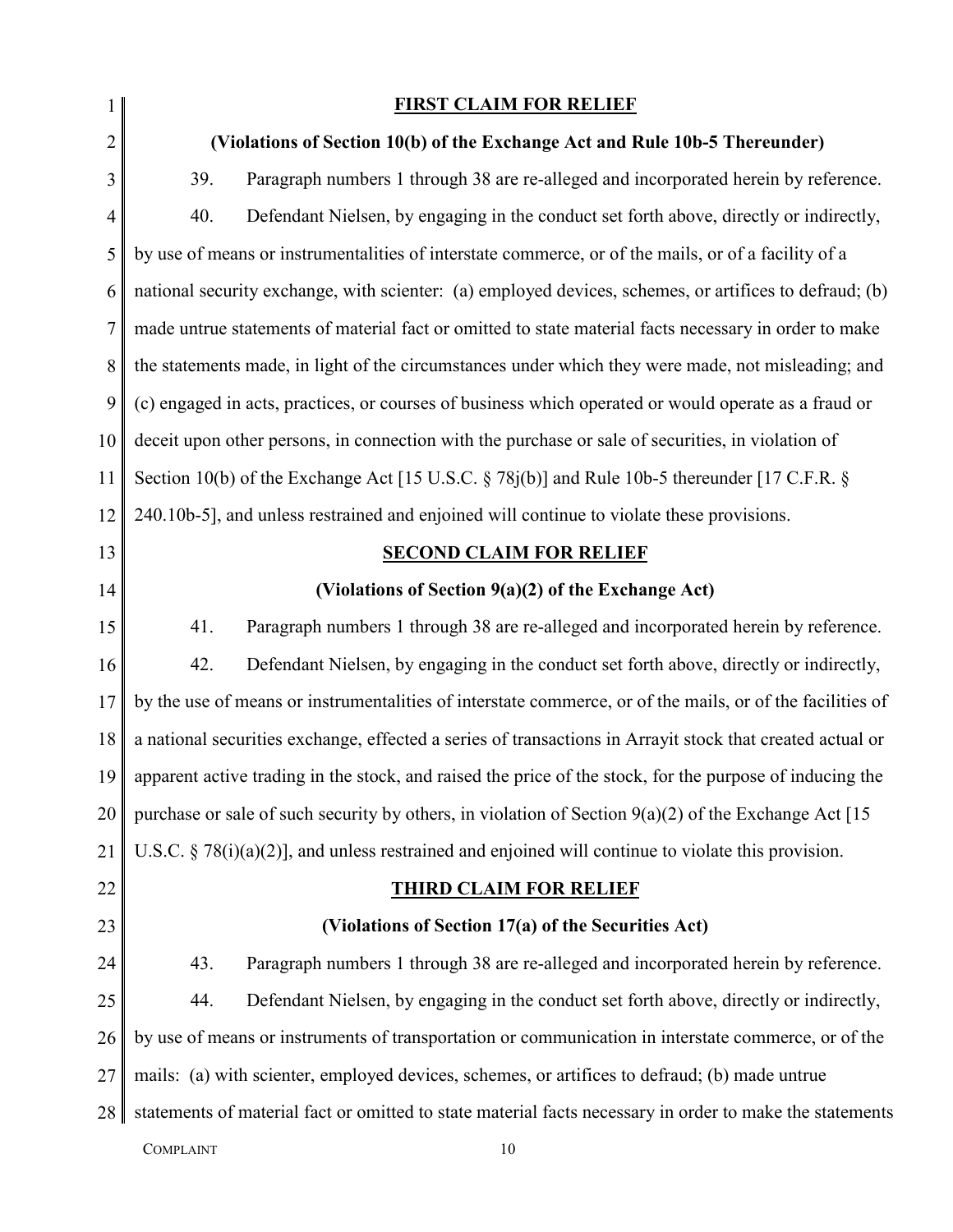**FIRST CLAIM FOR RELIEF**

**(Violations of Section 10(b) of the Exchange Act and Rule 10b-5 Thereunder)**

39. Paragraph numbers 1 through 38 are re-alleged and incorporated herein by reference.

40. Defendant Nielsen, by engaging in the conduct set forth above, directly or indirectly, by use of means or instrumentalities of interstate commerce, or of the mails, or of a facility of a national security exchange, with scienter: (a) employed devices, schemes, or artifices to defraud; (b) made untrue statements of material fact or omitted to state material facts necessary in order to make the statements made, in light of the circumstances under which they were made, not misleading; and (c) engaged in acts, practices, or courses of business which operated or would operate as a fraud or deceit upon other persons, in connection with the purchase or sale of securities, in violation of Section 10(b) of the Exchange Act [15 U.S.C. § 78j(b)] and Rule 10b-5 thereunder [17 C.F.R. § 240.10b-5], and unless restrained and enjoined will continue to violate these provisions.

**SECOND CLAIM FOR RELIEF**

**(Violations of Section 9(a)(2) of the Exchange Act)**

41. Paragraph numbers 1 through 38 are re-alleged and incorporated herein by reference.

42. Defendant Nielsen, by engaging in the conduct set forth above, directly or indirectly, by the use of means or instrumentalities of interstate commerce, or of the mails, or of the facilities of a national securities exchange, effected a series of transactions in Arrayit stock that created actual or apparent active trading in the stock, and raised the price of the stock, for the purpose of inducing the purchase or sale of such security by others, in violation of Section 9(a)(2) of the Exchange Act [15 U.S.C. § 78(i)(a)(2)], and unless restrained and enjoined will continue to violate this provision.

**THIRD CLAIM FOR RELIEF**

**(Violations of Section 17(a) of the Securities Act)**

43. Paragraph numbers 1 through 38 are re-alleged and incorporated herein by reference.

44. Defendant Nielsen, by engaging in the conduct set forth above, directly or indirectly, by use of means or instruments of transportation or communication in interstate commerce, or of the mails: (a) with scienter, employed devices, schemes, or artifices to defraud; (b) made untrue statements of material fact or omitted to state material facts necessary in order to make the statements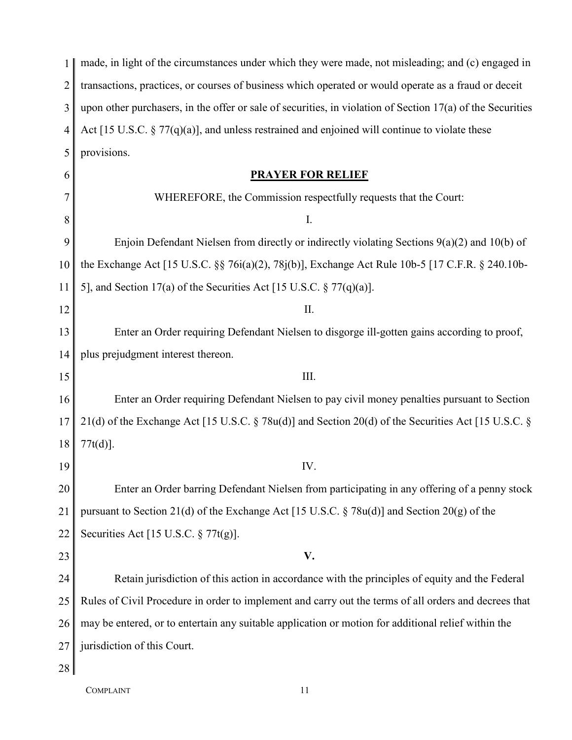made, in light of the circumstances under which they were made, not misleading; and (c) engaged in transactions, practices, or courses of business which operated or would operate as a fraud or deceit upon other purchasers, in the offer or sale of securities, in violation of Section 17(a) of the Securities Act [15 U.S.C. § 77(q)(a)], and unless restrained and enjoined will continue to violate these provisions.

## PRAYER FOR RELIEF

WHEREFORE, the Commission respectfully requests that the Court:

I.

Enjoin Defendant Nielsen from directly or indirectly violating Sections 9(a)(2) and 10(b) of the Exchange Act [15 U.S.C. §§ 76i(a)(2), 78j(b)], Exchange Act Rule 10b-5 [17 C.F.R. § 240.10b-5], and Section 17(a) of the Securities Act [15 U.S.C. § 77(q)(a)].

II.

Enter an Order requiring Defendant Nielsen to disgorge ill-gotten gains according to proof, plus prejudgment interest thereon.

III.

Enter an Order requiring Defendant Nielsen to pay civil money penalties pursuant to Section 21(d) of the Exchange Act [15 U.S.C. § 78u(d)] and Section 20(d) of the Securities Act [15 U.S.C. § 77t(d)].

IV.

Enter an Order barring Defendant Nielsen from participating in any offering of a penny stock pursuant to Section 21(d) of the Exchange Act [15 U.S.C. § 78u(d)] and Section 20(g) of the Securities Act [15 U.S.C. § 77t(g)].

**V.**

Retain jurisdiction of this action in accordance with the principles of equity and the Federal Rules of Civil Procedure in order to implement and carry out the terms of all orders and decrees that may be entered, or to entertain any suitable application or motion for additional relief within the jurisdiction of this Court.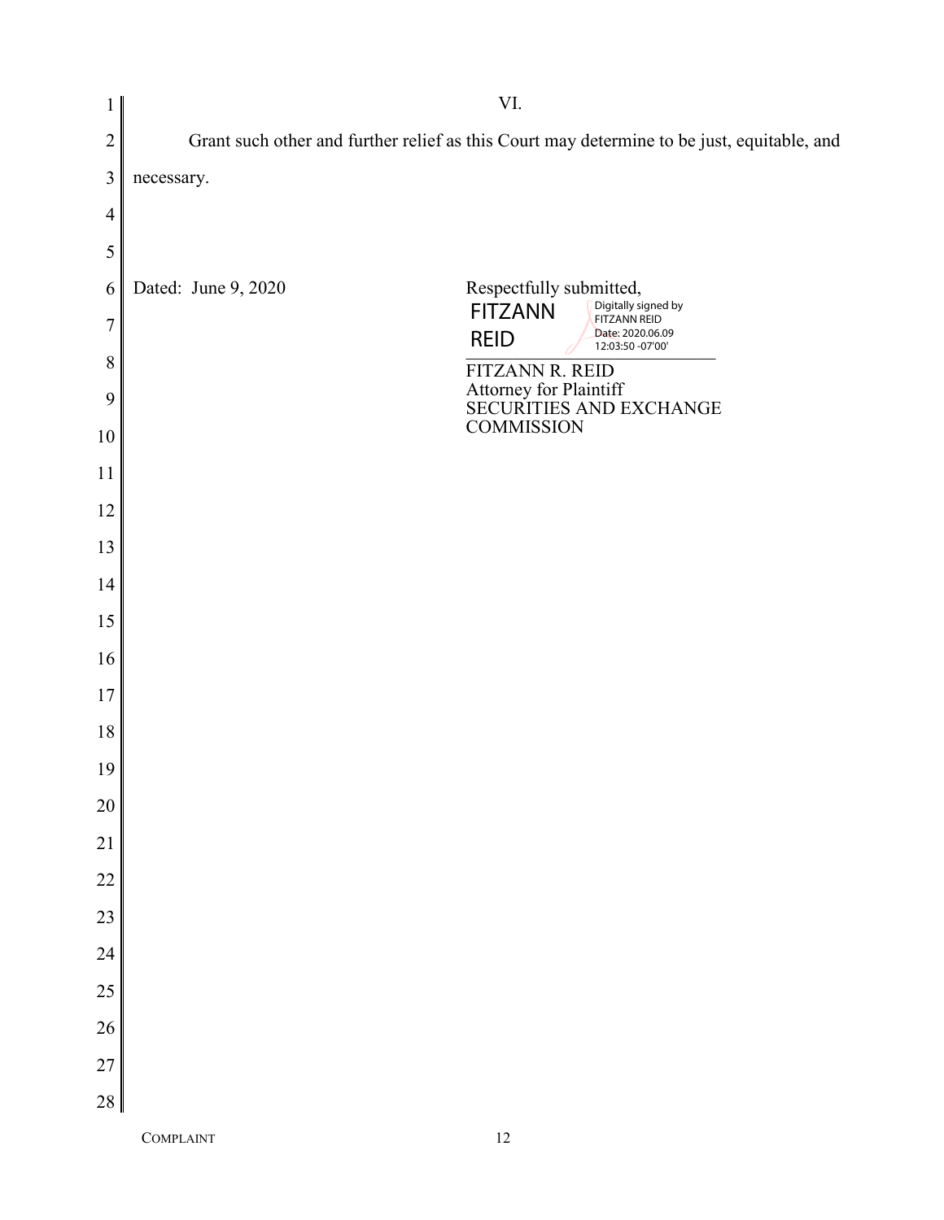VI.

Grant such other and further relief as this Court may determine to be just, equitable, and necessary.

Dated: June 9, 2020

Respectfully submitted,

FITZANN REID
Digitally signed by FITZANN REID
Date: 2020.06.09 12:03:50 -07'00'

FITZANN R. REID
Attorney for Plaintiff
SECURITIES AND EXCHANGE COMMISSION